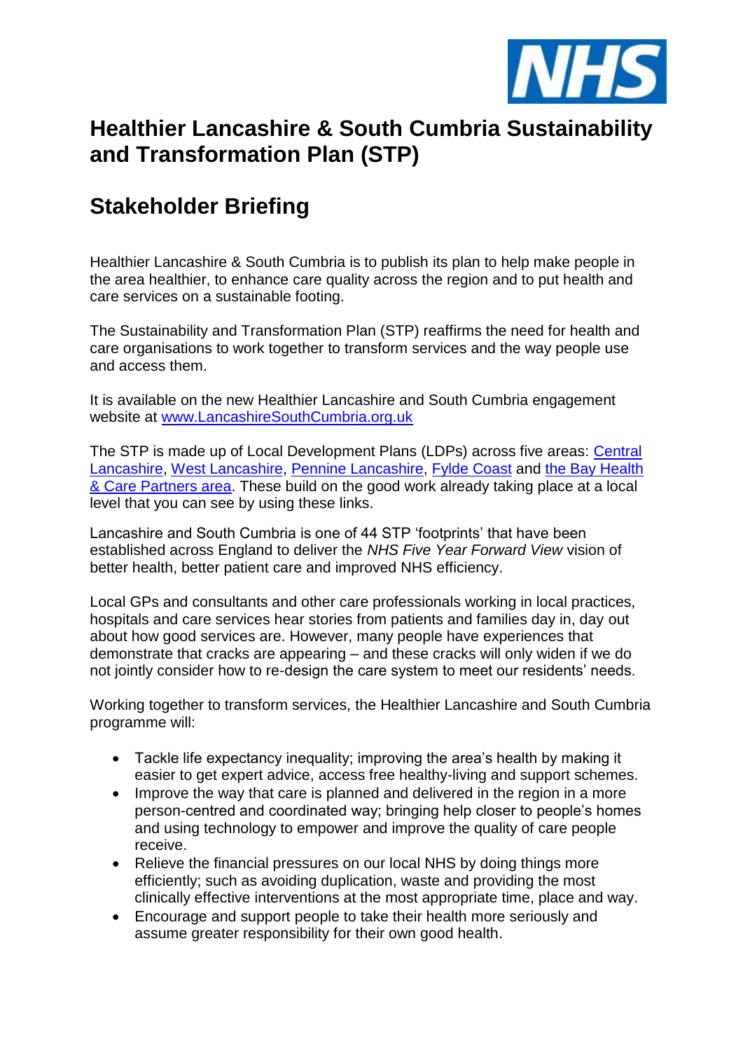# Healthier Lancashire & South Cumbria Sustainability and Transformation Plan (STP)

## Stakeholder Briefing

Healthier Lancashire & South Cumbria is to publish its plan to help make people in the area healthier, to enhance care quality across the region and to put health and care services on a sustainable footing.

The Sustainability and Transformation Plan (STP) reaffirms the need for health and care organisations to work together to transform services and the way people use and access them.

It is available on the new Healthier Lancashire and South Cumbria engagement website at www.LancashireSouthCumbria.org.uk

The STP is made up of Local Development Plans (LDPs) across five areas: Central Lancashire, West Lancashire, Pennine Lancashire, Fylde Coast and the Bay Health & Care Partners area. These build on the good work already taking place at a local level that you can see by using these links.

Lancashire and South Cumbria is one of 44 STP 'footprints' that have been established across England to deliver the *NHS Five Year Forward View* vision of better health, better patient care and improved NHS efficiency.

Local GPs and consultants and other care professionals working in local practices, hospitals and care services hear stories from patients and families day in, day out about how good services are. However, many people have experiences that demonstrate that cracks are appearing – and these cracks will only widen if we do not jointly consider how to re-design the care system to meet our residents' needs.

Working together to transform services, the Healthier Lancashire and South Cumbria programme will:

- Tackle life expectancy inequality; improving the area's health by making it easier to get expert advice, access free healthy-living and support schemes.
- Improve the way that care is planned and delivered in the region in a more person-centred and coordinated way; bringing help closer to people's homes and using technology to empower and improve the quality of care people receive.
- Relieve the financial pressures on our local NHS by doing things more efficiently; such as avoiding duplication, waste and providing the most clinically effective interventions at the most appropriate time, place and way.
- Encourage and support people to take their health more seriously and assume greater responsibility for their own good health.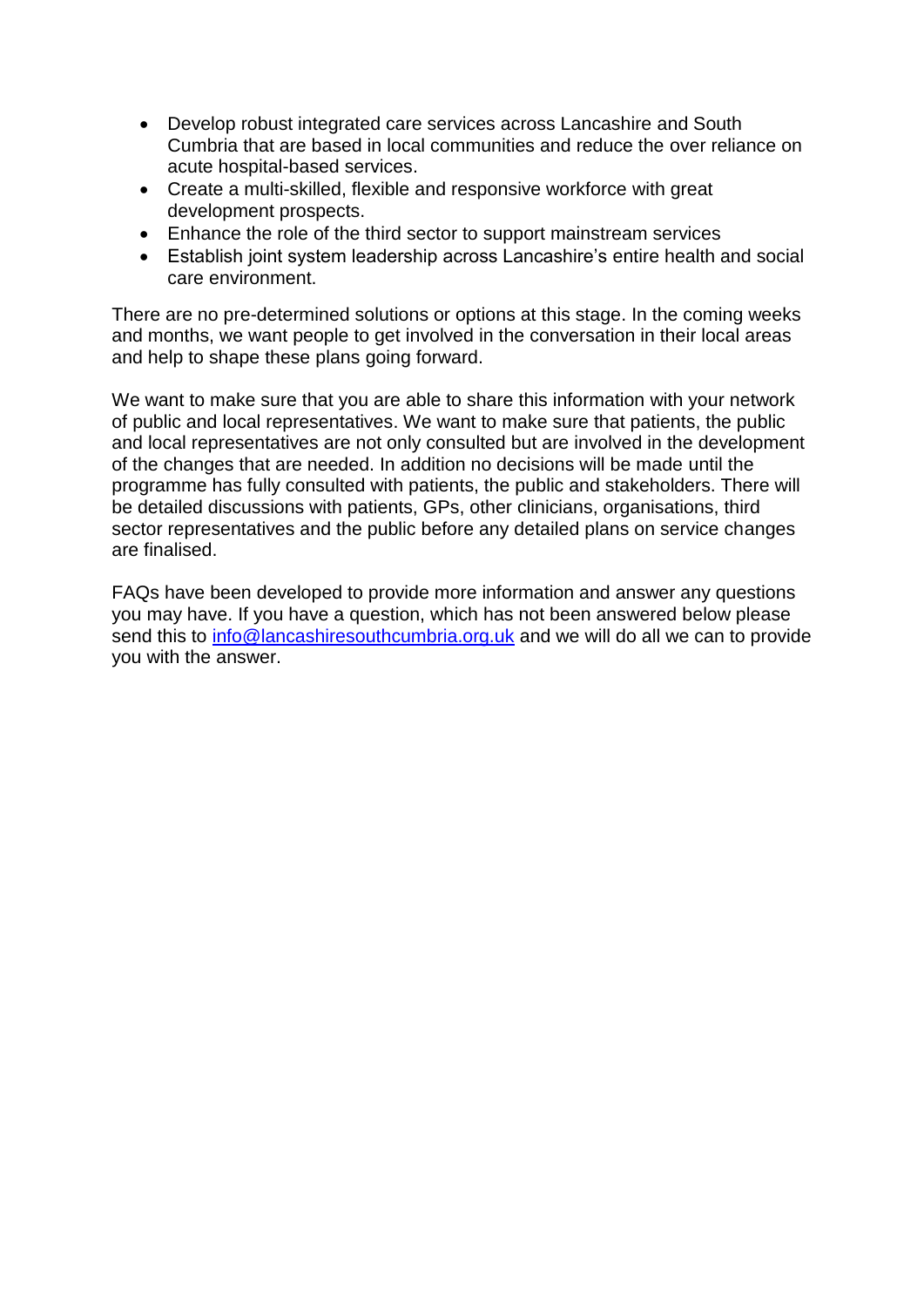- Develop robust integrated care services across Lancashire and South Cumbria that are based in local communities and reduce the over reliance on acute hospital-based services.
- Create a multi-skilled, flexible and responsive workforce with great development prospects.
- Enhance the role of the third sector to support mainstream services
- Establish joint system leadership across Lancashire's entire health and social care environment.

There are no pre-determined solutions or options at this stage. In the coming weeks and months, we want people to get involved in the conversation in their local areas and help to shape these plans going forward.

We want to make sure that you are able to share this information with your network of public and local representatives. We want to make sure that patients, the public and local representatives are not only consulted but are involved in the development of the changes that are needed. In addition no decisions will be made until the programme has fully consulted with patients, the public and stakeholders. There will be detailed discussions with patients, GPs, other clinicians, organisations, third sector representatives and the public before any detailed plans on service changes are finalised.

FAQs have been developed to provide more information and answer any questions you may have. If you have a question, which has not been answered below please send this to [info@lancashiresouthcumbria.org.uk](mailto:info@lancashiresouthcumbria.org.uk) and we will do all we can to provide you with the answer.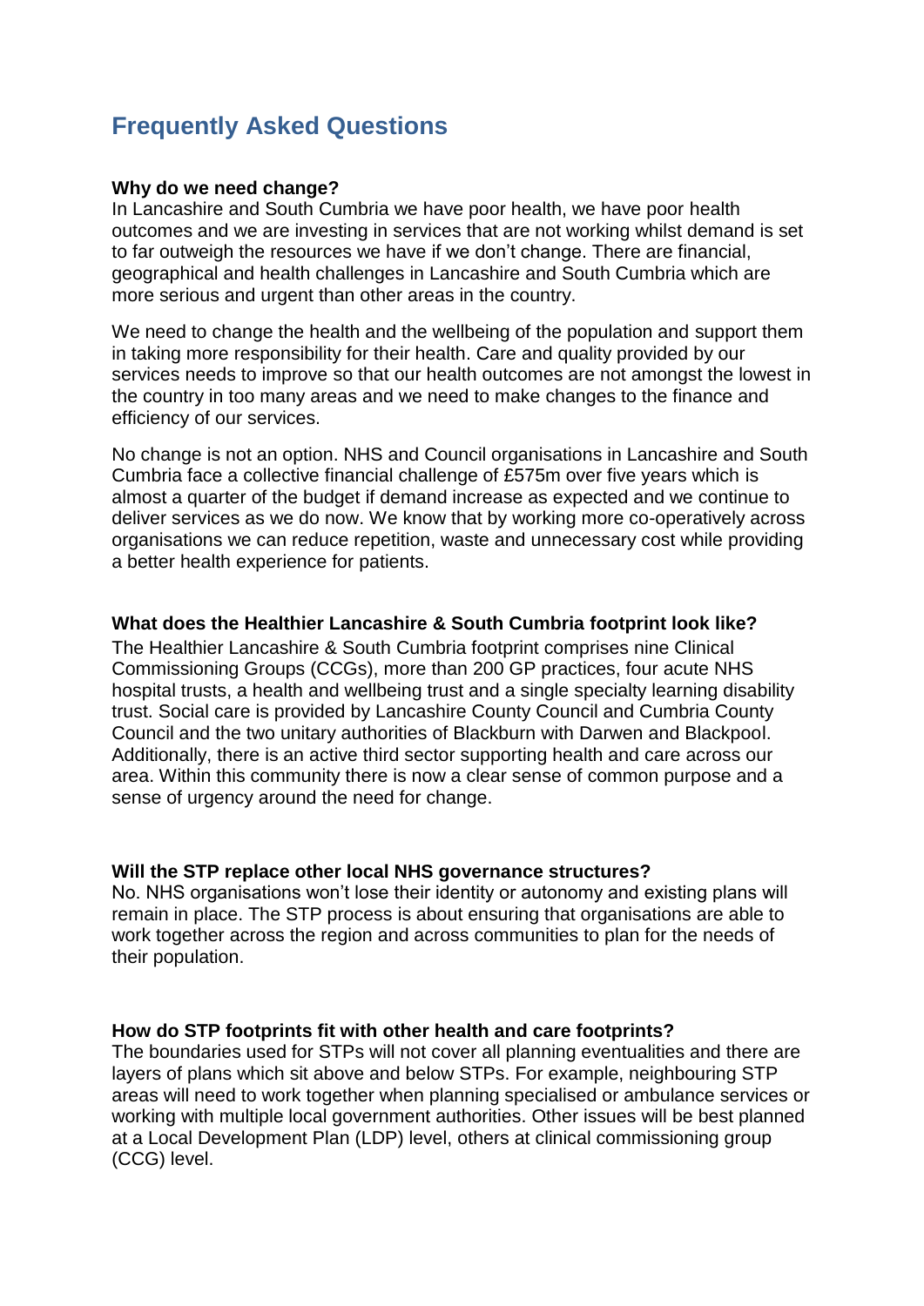# Frequently Asked Questions

**Why do we need change?**

In Lancashire and South Cumbria we have poor health, we have poor health outcomes and we are investing in services that are not working whilst demand is set to far outweigh the resources we have if we don't change. There are financial, geographical and health challenges in Lancashire and South Cumbria which are more serious and urgent than other areas in the country.

We need to change the health and the wellbeing of the population and support them in taking more responsibility for their health. Care and quality provided by our services needs to improve so that our health outcomes are not amongst the lowest in the country in too many areas and we need to make changes to the finance and efficiency of our services.

No change is not an option. NHS and Council organisations in Lancashire and South Cumbria face a collective financial challenge of £575m over five years which is almost a quarter of the budget if demand increase as expected and we continue to deliver services as we do now. We know that by working more co-operatively across organisations we can reduce repetition, waste and unnecessary cost while providing a better health experience for patients.

**What does the Healthier Lancashire & South Cumbria footprint look like?**

The Healthier Lancashire & South Cumbria footprint comprises nine Clinical Commissioning Groups (CCGs), more than 200 GP practices, four acute NHS hospital trusts, a health and wellbeing trust and a single specialty learning disability trust. Social care is provided by Lancashire County Council and Cumbria County Council and the two unitary authorities of Blackburn with Darwen and Blackpool. Additionally, there is an active third sector supporting health and care across our area. Within this community there is now a clear sense of common purpose and a sense of urgency around the need for change.

**Will the STP replace other local NHS governance structures?**

No. NHS organisations won't lose their identity or autonomy and existing plans will remain in place. The STP process is about ensuring that organisations are able to work together across the region and across communities to plan for the needs of their population.

**How do STP footprints fit with other health and care footprints?**

The boundaries used for STPs will not cover all planning eventualities and there are layers of plans which sit above and below STPs. For example, neighbouring STP areas will need to work together when planning specialised or ambulance services or working with multiple local government authorities. Other issues will be best planned at a Local Development Plan (LDP) level, others at clinical commissioning group (CCG) level.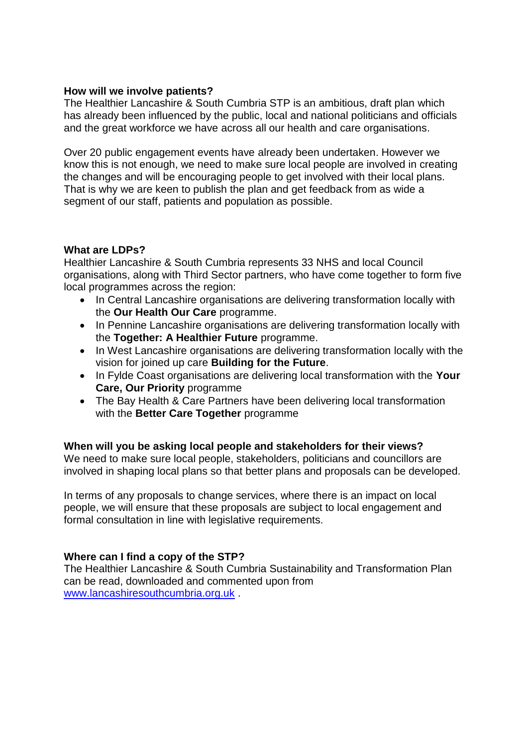**How will we involve patients?**

The Healthier Lancashire & South Cumbria STP is an ambitious, draft plan which has already been influenced by the public, local and national politicians and officials and the great workforce we have across all our health and care organisations.

Over 20 public engagement events have already been undertaken. However we know this is not enough, we need to make sure local people are involved in creating the changes and will be encouraging people to get involved with their local plans. That is why we are keen to publish the plan and get feedback from as wide a segment of our staff, patients and population as possible.

**What are LDPs?**

Healthier Lancashire & South Cumbria represents 33 NHS and local Council organisations, along with Third Sector partners, who have come together to form five local programmes across the region:

- In Central Lancashire organisations are delivering transformation locally with the **Our Health Our Care** programme.
- In Pennine Lancashire organisations are delivering transformation locally with the **Together: A Healthier Future** programme.
- In West Lancashire organisations are delivering transformation locally with the vision for joined up care **Building for the Future**.
- In Fylde Coast organisations are delivering local transformation with the **Your Care, Our Priority** programme
- The Bay Health & Care Partners have been delivering local transformation with the **Better Care Together** programme

**When will you be asking local people and stakeholders for their views?**

We need to make sure local people, stakeholders, politicians and councillors are involved in shaping local plans so that better plans and proposals can be developed.

In terms of any proposals to change services, where there is an impact on local people, we will ensure that these proposals are subject to local engagement and formal consultation in line with legislative requirements.

**Where can I find a copy of the STP?**

The Healthier Lancashire & South Cumbria Sustainability and Transformation Plan can be read, downloaded and commented upon from [www.lancashiresouthcumbria.org.uk](http://www.lancashiresouthcumbria.org.uk) .